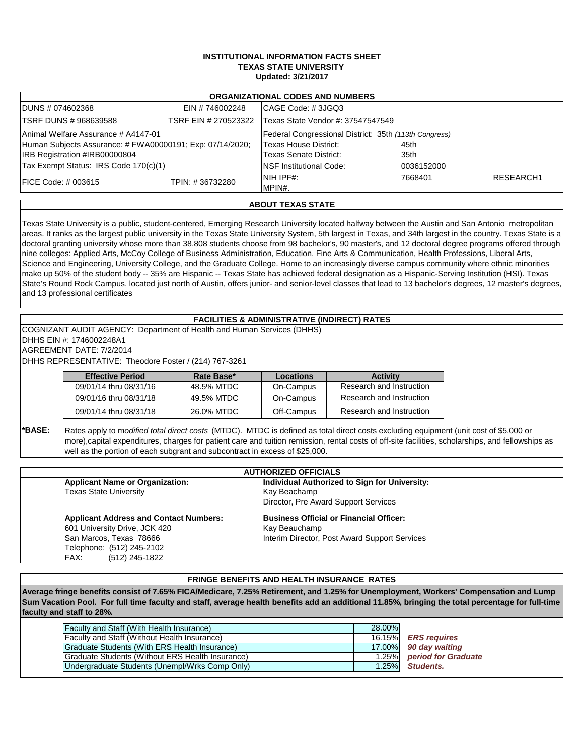# INSTITUTIONAL INFORMATION FACTS SHEET
## TEXAS STATE UNIVERSITY
**Updated: 3/21/2017**

## ORGANIZATIONAL CODES AND NUMBERS

| | | | | |
|---|---|---|---|---|
| DUNS # 074602368 | EIN # 746002248 | CAGE Code: # 3JGQ3 | | |
| TSRF DUNS # 968639588 | TSRF EIN # 270523322 | Texas State Vendor #: 37547547549 | | |
| Animal Welfare Assurance # A4147-01 | | Federal Congressional District: 35th *(113th Congress)* | | |
| Human Subjects Assurance: # FWA00000191; Exp: 07/14/2020; | | Texas House District: | 45th | |
| IRB Registration #IRB00000804 | | Texas Senate District: | 35th | |
| Tax Exempt Status: IRS Code 170(c)(1) | | NSF Institutional Code: | 0036152000 | |
| FICE Code: # 003615 | TPIN: # 36732280 | NIH IPF#: MPIN#. | 7668401 | RESEARCH1 |

## ABOUT TEXAS STATE

Texas State University is a public, student-centered, Emerging Research University located halfway between the Austin and San Antonio metropolitan areas. It ranks as the largest public university in the Texas State University System, 5th largest in Texas, and 34th largest in the country. Texas State is a doctoral granting university whose more than 38,808 students choose from 98 bachelor's, 90 master's, and 12 doctoral degree programs offered through nine colleges: Applied Arts, McCoy College of Business Administration, Education, Fine Arts & Communication, Health Professions, Liberal Arts, Science and Engineering, University College, and the Graduate College. Home to an increasingly diverse campus community where ethnic minorities make up 50% of the student body -- 35% are Hispanic -- Texas State has achieved federal designation as a Hispanic-Serving Institution (HSI). Texas State's Round Rock Campus, located just north of Austin, offers junior- and senior-level classes that lead to 13 bachelor's degrees, 12 master's degrees, and 13 professional certificates

## FACILITIES & ADMINISTRATIVE (INDIRECT) RATES

COGNIZANT AUDIT AGENCY: Department of Health and Human Services (DHHS)
DHHS EIN #: 1746002248A1
AGREEMENT DATE: 7/2/2014
DHHS REPRESENTATIVE: Theodore Foster / (214) 767-3261

| Effective Period | Rate Base* | Locations | Activity |
|---|---|---|---|
| 09/01/14 thru 08/31/16 | 48.5% MTDC | On-Campus | Research and Instruction |
| 09/01/16 thru 08/31/18 | 49.5% MTDC | On-Campus | Research and Instruction |
| 09/01/14 thru 08/31/18 | 26.0% MTDC | Off-Campus | Research and Instruction |

**\*BASE:** Rates apply to m*odified total direct costs* (MTDC). MTDC is defined as total direct costs excluding equipment (unit cost of $5,000 or more),capital expenditures, charges for patient care and tuition remission, rental costs of off-site facilities, scholarships, and fellowships as well as the portion of each subgrant and subcontract in excess of $25,000.

## AUTHORIZED OFFICIALS

**Applicant Name or Organization:**
Texas State University

**Individual Authorized to Sign for University:**
Kay Beachamp
Director, Pre Award Support Services

**Applicant Address and Contact Numbers:**
601 University Drive, JCK 420
San Marcos, Texas 78666
Telephone: (512) 245-2102
FAX: (512) 245-1822

**Business Official or Financial Officer:**
Kay Beauchamp
Interim Director, Post Award Support Services

## FRINGE BENEFITS AND HEALTH INSURANCE RATES

**Average fringe benefits consist of 7.65% FICA/Medicare, 7.25% Retirement, and 1.25% for Unemployment, Workers' Compensation and Lump Sum Vacation Pool. For full time faculty and staff, average health benefits add an additional 11.85%, bringing the total percentage for full-time faculty and staff to 28%.**

| Category | Rate |
|---|---|
| Faculty and Staff (With Health Insurance) | 28.00% |
| Faculty and Staff (Without Health Insurance) | 16.15% |
| Graduate Students (With ERS Health Insurance) | 17.00% |
| Graduate Students (Without ERS Health Insurance) | 1.25% |
| Undergraduate Students (Unempl/Wrks Comp Only) | 1.25% |

***ERS requires 90 day waiting period for Graduate Students.***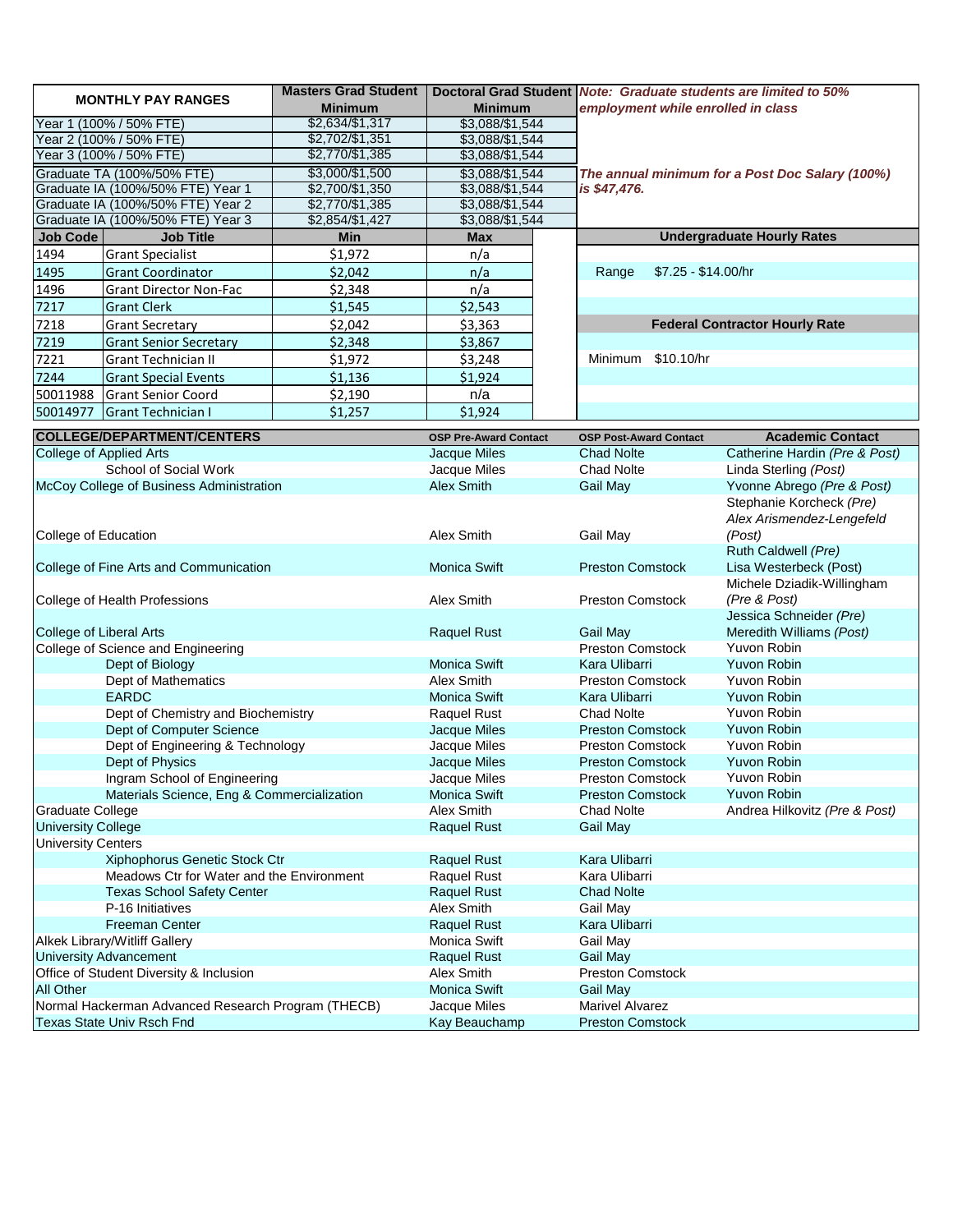| MONTHLY PAY RANGES | Masters Grad Student Minimum | Doctoral Grad Student Minimum |
|---|---|---|
| Year 1 (100% / 50% FTE) | $2,634/$1,317 | $3,088/$1,544 |
| Year 2 (100% / 50% FTE) | $2,702/$1,351 | $3,088/$1,544 |
| Year 3 (100% / 50% FTE) | $2,770/$1,385 | $3,088/$1,544 |
| Graduate TA (100%/50% FTE) | $3,000/$1,500 | $3,088/$1,544 |
| Graduate IA (100%/50% FTE) Year 1 | $2,700/$1,350 | $3,088/$1,544 |
| Graduate IA (100%/50% FTE) Year 2 | $2,770/$1,385 | $3,088/$1,544 |
| Graduate IA (100%/50% FTE) Year 3 | $2,854/$1,427 | $3,088/$1,544 |

***Note: Graduate students are limited to 50% employment while enrolled in class***

***The annual minimum for a Post Doc Salary (100%) is $47,476.***

| Job Code | Job Title | Min | Max |
|---|---|---|---|
| 1494 | Grant Specialist | $1,972 | n/a |
| 1495 | Grant Coordinator | $2,042 | n/a |
| 1496 | Grant Director Non-Fac | $2,348 | n/a |
| 7217 | Grant Clerk | $1,545 | $2,543 |
| 7218 | Grant Secretary | $2,042 | $3,363 |
| 7219 | Grant Senior Secretary | $2,348 | $3,867 |
| 7221 | Grant Technician II | $1,972 | $3,248 |
| 7244 | Grant Special Events | $1,136 | $1,924 |
| 50011988 | Grant Senior Coord | $2,190 | n/a |
| 50014977 | Grant Technician I | $1,257 | $1,924 |

**Undergraduate Hourly Rates**

Range $7.25 - $14.00/hr

**Federal Contractor Hourly Rate**

Minimum $10.10/hr

| COLLEGE/DEPARTMENT/CENTERS | OSP Pre-Award Contact | OSP Post-Award Contact | Academic Contact |
|---|---|---|---|
| College of Applied Arts | Jacque Miles | Chad Nolte | Catherine Hardin *(Pre & Post)* |
| School of Social Work | Jacque Miles | Chad Nolte | Linda Sterling *(Post)* |
| McCoy College of Business Administration | Alex Smith | Gail May | Yvonne Abrego *(Pre & Post)* |
| College of Education | Alex Smith | Gail May | Stephanie Korcheck *(Pre)* Alex Arismendez-Lengefeld *(Post)* |
| College of Fine Arts and Communication | Monica Swift | Preston Comstock | Ruth Caldwell *(Pre)* Lisa Westerbeck (Post) |
| College of Health Professions | Alex Smith | Preston Comstock | Michele Dziadik-Willingham *(Pre & Post)* |
| College of Liberal Arts | Raquel Rust | Gail May | Jessica Schneider *(Pre)* Meredith Williams *(Post)* |
| College of Science and Engineering | | Preston Comstock | Yuvon Robin |
| Dept of Biology | Monica Swift | Kara Ulibarri | Yuvon Robin |
| Dept of Mathematics | Alex Smith | Preston Comstock | Yuvon Robin |
| EARDC | Monica Swift | Kara Ulibarri | Yuvon Robin |
| Dept of Chemistry and Biochemistry | Raquel Rust | Chad Nolte | Yuvon Robin |
| Dept of Computer Science | Jacque Miles | Preston Comstock | Yuvon Robin |
| Dept of Engineering & Technology | Jacque Miles | Preston Comstock | Yuvon Robin |
| Dept of Physics | Jacque Miles | Preston Comstock | Yuvon Robin |
| Ingram School of Engineering | Jacque Miles | Preston Comstock | Yuvon Robin |
| Materials Science, Eng & Commercialization | Monica Swift | Preston Comstock | Yuvon Robin |
| Graduate College | Alex Smith | Chad Nolte | Andrea Hilkovitz *(Pre & Post)* |
| University College | Raquel Rust | Gail May | |
| University Centers | | | |
| Xiphophorus Genetic Stock Ctr | Raquel Rust | Kara Ulibarri | |
| Meadows Ctr for Water and the Environment | Raquel Rust | Kara Ulibarri | |
| Texas School Safety Center | Raquel Rust | Chad Nolte | |
| P-16 Initiatives | Alex Smith | Gail May | |
| Freeman Center | Raquel Rust | Kara Ulibarri | |
| Alkek Library/Witliff Gallery | Monica Swift | Gail May | |
| University Advancement | Raquel Rust | Gail May | |
| Office of Student Diversity & Inclusion | Alex Smith | Preston Comstock | |
| All Other | Monica Swift | Gail May | |
| Normal Hackerman Advanced Research Program (THECB) | Jacque Miles | Marivel Alvarez | |
| Texas State Univ Rsch Fnd | Kay Beauchamp | Preston Comstock | |